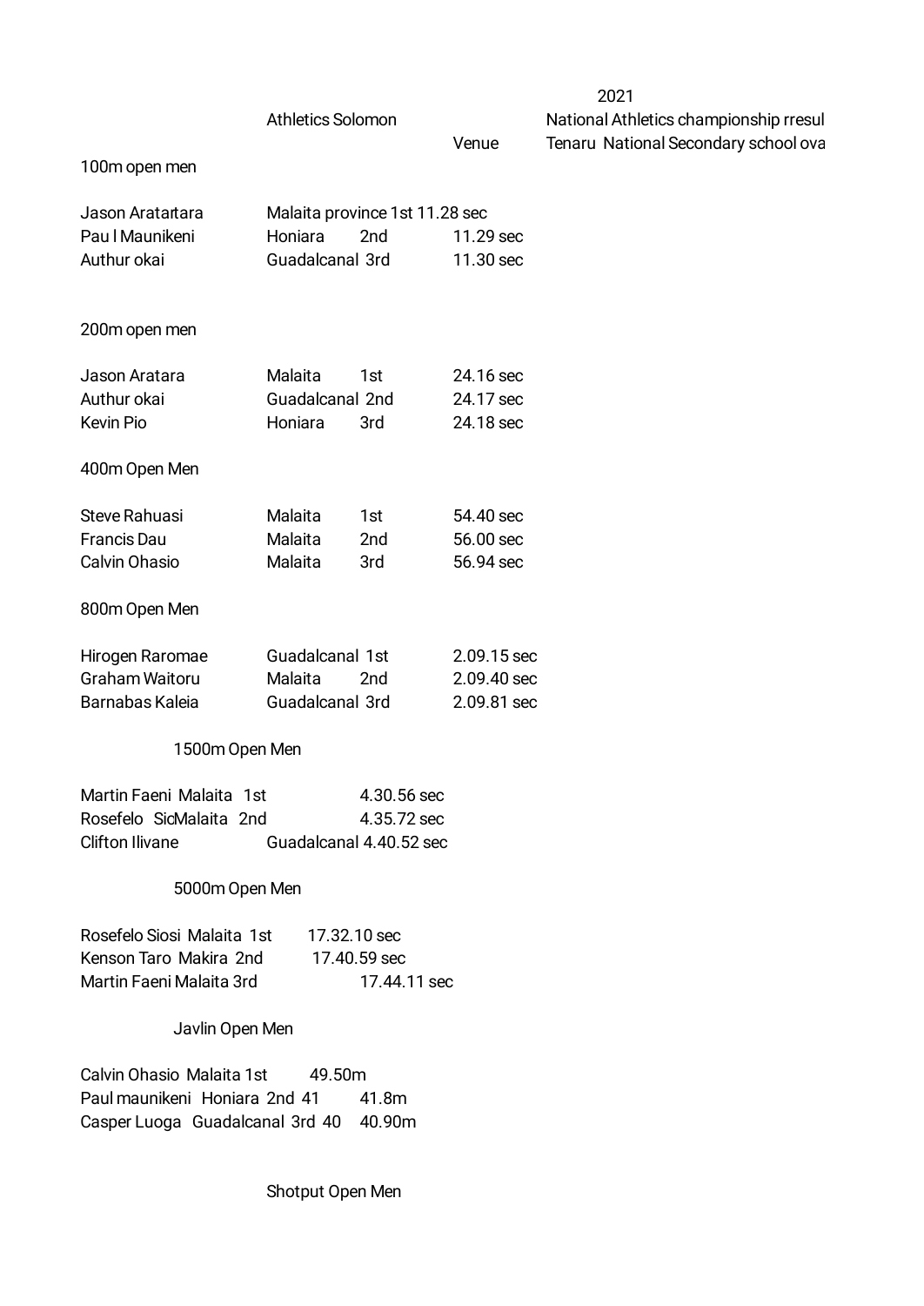2021

Athletics Solomon — National Athletics championship rresul

Venue — Tenaru National Secondary school ova

## 100m open men

| | | | |
|---|---|---|---|
| Jason Aratartara | Malaita province 1st 11.28 sec | | |
| Pau l Maunikeni | Honiara | 2nd | 11.29 sec |
| Authur okai | Guadalcanal | 3rd | 11.30 sec |

## 200m open men

| | | | |
|---|---|---|---|
| Jason Aratara | Malaita | 1st | 24.16 sec |
| Authur okai | Guadalcanal | 2nd | 24.17 sec |
| Kevin Pio | Honiara | 3rd | 24.18 sec |

## 400m Open Men

| | | | |
|---|---|---|---|
| Steve Rahuasi | Malaita | 1st | 54.40 sec |
| Francis Dau | Malaita | 2nd | 56.00 sec |
| Calvin Ohasio | Malaita | 3rd | 56.94 sec |

## 800m Open Men

| | | | |
|---|---|---|---|
| Hirogen Raromae | Guadalcanal | 1st | 2.09.15 sec |
| Graham Waitoru | Malaita | 2nd | 2.09.40 sec |
| Barnabas Kaleia | Guadalcanal | 3rd | 2.09.81 sec |

## 1500m Open Men

Martin Faeni Malaita 1st 4.30.56 sec
Rosefelo SioMalaita 2nd 4.35.72 sec
Clifton Ilivane Guadalcanal 4.40.52 sec

## 5000m Open Men

Rosefelo Siosi Malaita 1st 17.32.10 sec
Kenson Taro Makira 2nd 17.40.59 sec
Martin Faeni Malaita 3rd 17.44.11 sec

## Javlin Open Men

Calvin Ohasio Malaita 1st 49.50m
Paul maunikeni Honiara 2nd 41 41.8m
Casper Luoga Guadalcanal 3rd 40 40.90m

## Shotput Open Men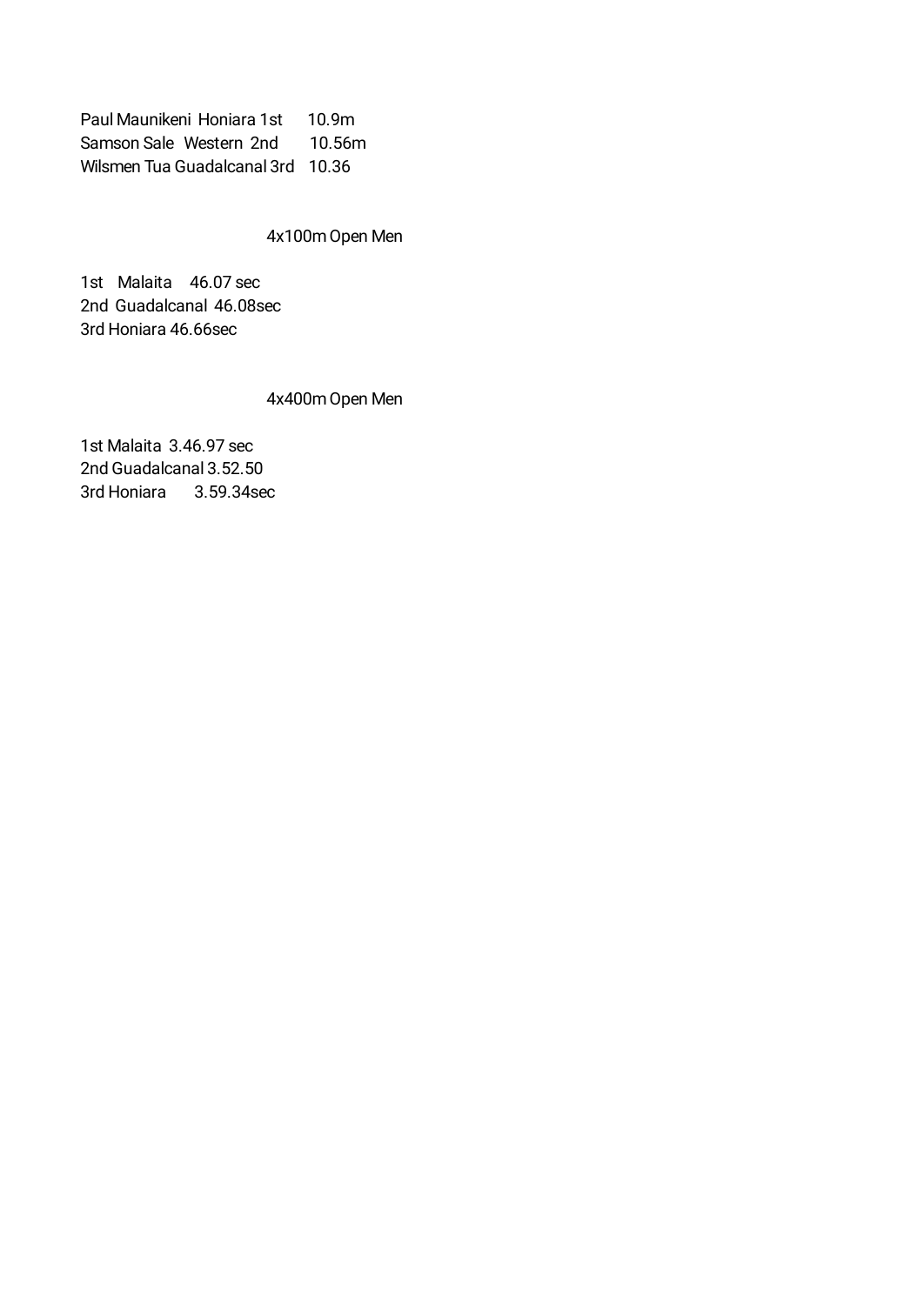Paul Maunikeni Honiara 1st 10.9m
Samson Sale Western 2nd 10.56m
Wilsmen Tua Guadalcanal 3rd 10.36

### 4x100m Open Men

1st Malaita 46.07 sec
2nd Guadalcanal 46.08sec
3rd Honiara 46.66sec

### 4x400m Open Men

1st Malaita 3.46.97 sec
2nd Guadalcanal 3.52.50
3rd Honiara 3.59.34sec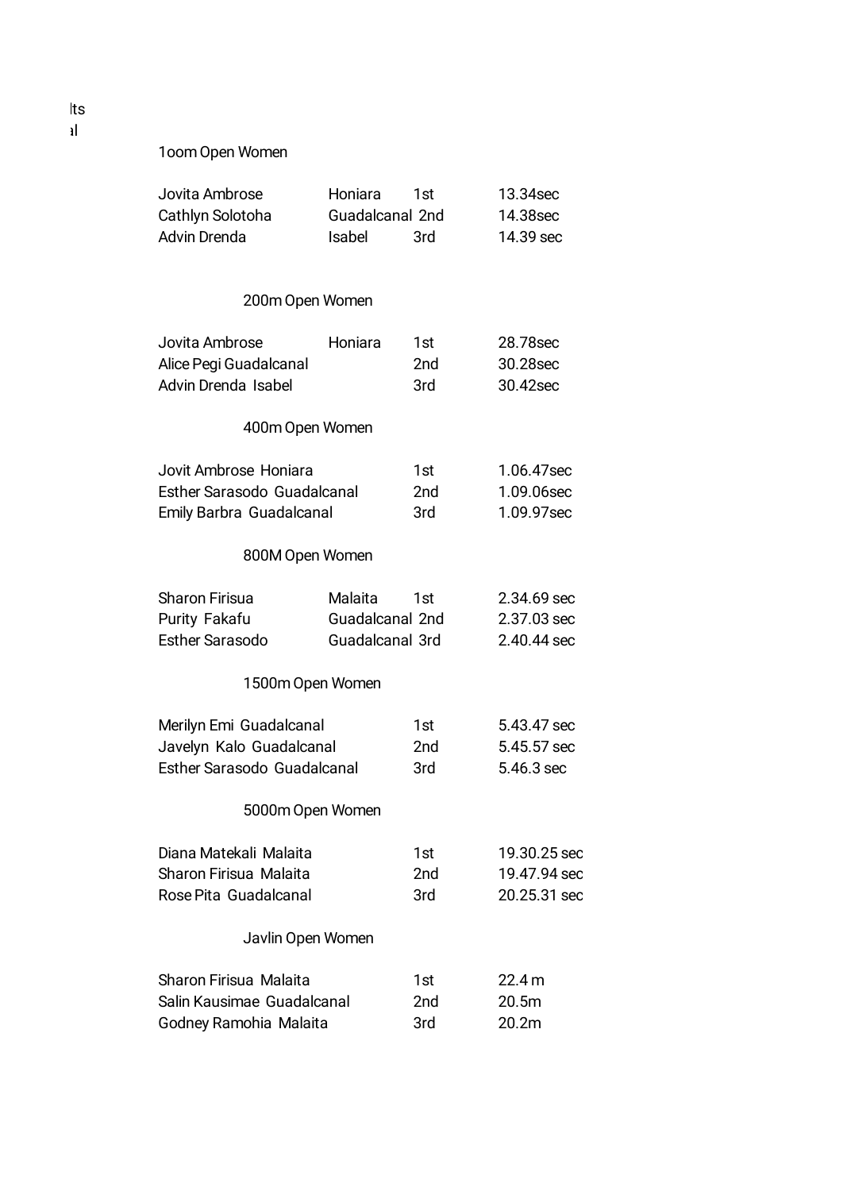lts
al

### 1oom Open Women

| | | | |
|---|---|---|---|
| Jovita Ambrose | Honiara | 1st | 13.34sec |
| Cathlyn Solotoha | Guadalcanal | 2nd | 14.38sec |
| Advin Drenda | Isabel | 3rd | 14.39 sec |

### 200m Open Women

| | | | |
|---|---|---|---|
| Jovita Ambrose | Honiara | 1st | 28.78sec |
| Alice Pegi Guadalcanal | | 2nd | 30.28sec |
| Advin Drenda Isabel | | 3rd | 30.42sec |

### 400m Open Women

| | | |
|---|---|---|
| Jovit Ambrose Honiara | 1st | 1.06.47sec |
| Esther Sarasodo Guadalcanal | 2nd | 1.09.06sec |
| Emily Barbra Guadalcanal | 3rd | 1.09.97sec |

### 800M Open Women

| | | | |
|---|---|---|---|
| Sharon Firisua | Malaita | 1st | 2.34.69 sec |
| Purity Fakafu | Guadalcanal | 2nd | 2.37.03 sec |
| Esther Sarasodo | Guadalcanal | 3rd | 2.40.44 sec |

### 1500m Open Women

| | | |
|---|---|---|
| Merilyn Emi Guadalcanal | 1st | 5.43.47 sec |
| Javelyn Kalo Guadalcanal | 2nd | 5.45.57 sec |
| Esther Sarasodo Guadalcanal | 3rd | 5.46.3 sec |

### 5000m Open Women

| | | |
|---|---|---|
| Diana Matekali Malaita | 1st | 19.30.25 sec |
| Sharon Firisua Malaita | 2nd | 19.47.94 sec |
| Rose Pita Guadalcanal | 3rd | 20.25.31 sec |

### Javlin Open Women

| | | |
|---|---|---|
| Sharon Firisua Malaita | 1st | 22.4 m |
| Salin Kausimae Guadalcanal | 2nd | 20.5m |
| Godney Ramohia Malaita | 3rd | 20.2m |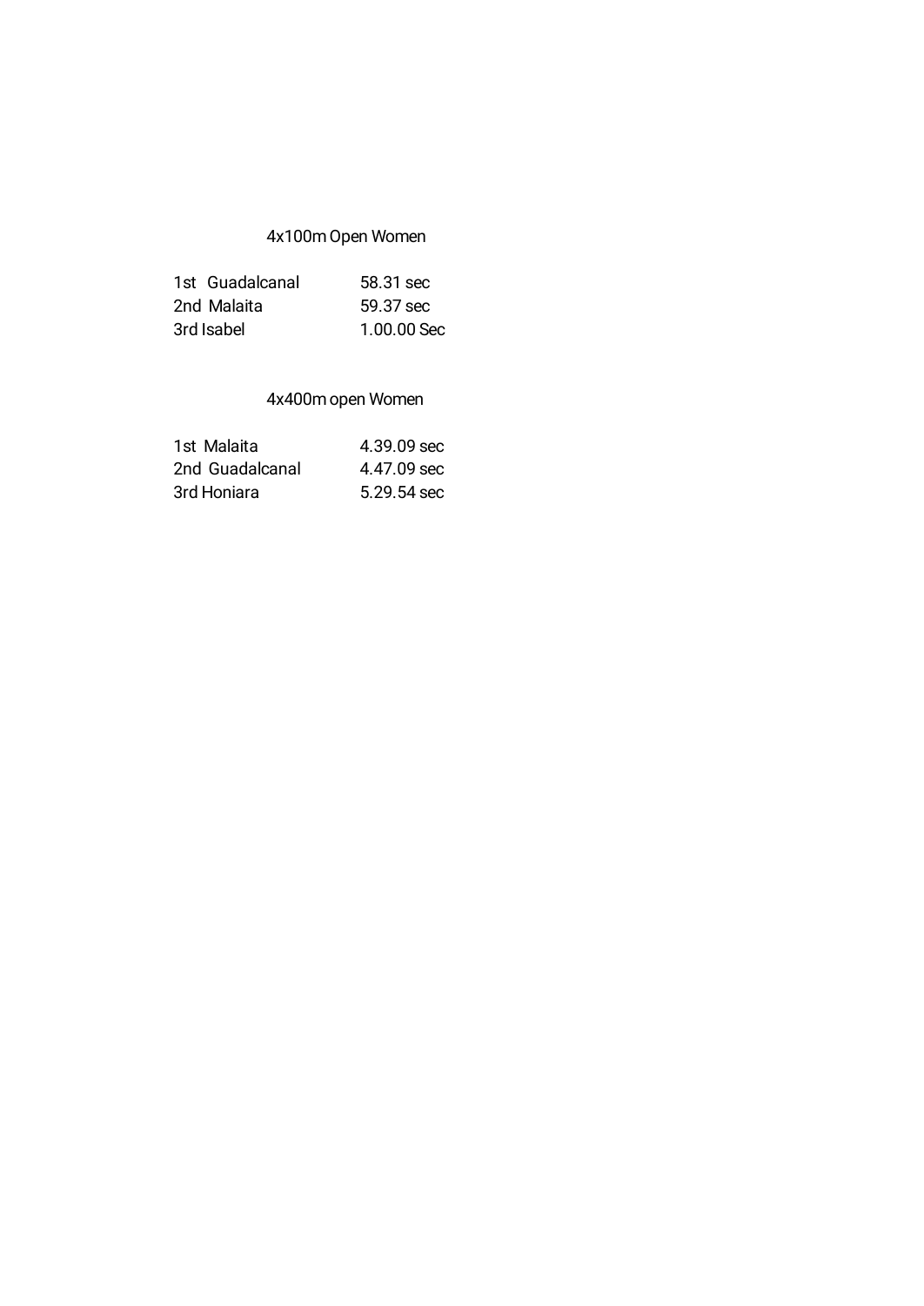## 4x100m Open Women

| | | |
|---|---|---|
| 1st | Guadalcanal | 58.31 sec |
| 2nd | Malaita | 59.37 sec |
| 3rd | Isabel | 1.00.00 Sec |

## 4x400m open Women

| | | |
|---|---|---|
| 1st | Malaita | 4.39.09 sec |
| 2nd | Guadalcanal | 4.47.09 sec |
| 3rd | Honiara | 5.29.54 sec |